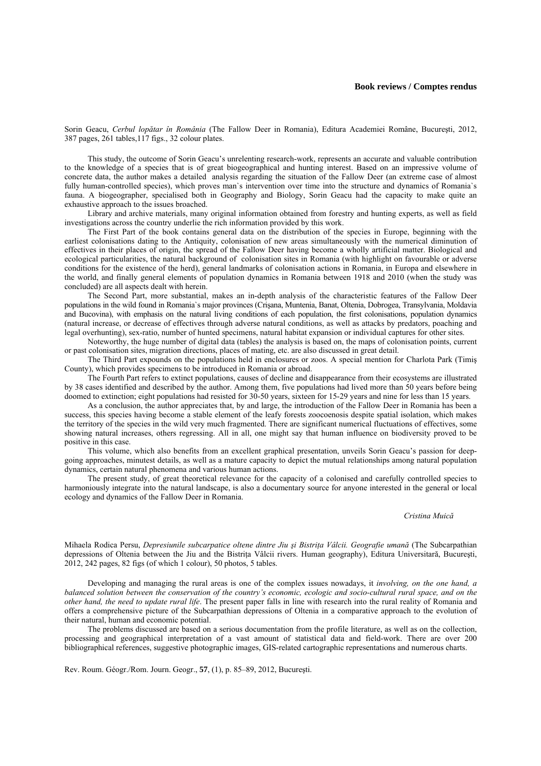## Book reviews / Comptes rendus

Sorin Geacu, *Cerbul lopătar în România* (The Fallow Deer in Romania), Editura Academiei Române, Bucureşti, 2012, 387 pages, 261 tables,117 figs., 32 colour plates.

This study, the outcome of Sorin Geacu's unrelenting research-work, represents an accurate and valuable contribution to the knowledge of a species that is of great biogeographical and hunting interest. Based on an impressive volume of concrete data, the author makes a detailed analysis regarding the situation of the Fallow Deer (an extreme case of almost fully human-controlled species), which proves man`s intervention over time into the structure and dynamics of Romania`s fauna. A biogeographer, specialised both in Geography and Biology, Sorin Geacu had the capacity to make quite an exhaustive approach to the issues broached.

Library and archive materials, many original information obtained from forestry and hunting experts, as well as field investigations across the country underlie the rich information provided by this work.

The First Part of the book contains general data on the distribution of the species in Europe, beginning with the earliest colonisations dating to the Antiquity, colonisation of new areas simultaneously with the numerical diminution of effectives in their places of origin, the spread of the Fallow Deer having become a wholly artificial matter. Biological and ecological particularities, the natural background of colonisation sites in Romania (with highlight on favourable or adverse conditions for the existence of the herd), general landmarks of colonisation actions in Romania, in Europa and elsewhere in the world, and finally general elements of population dynamics in Romania between 1918 and 2010 (when the study was concluded) are all aspects dealt with herein.

The Second Part, more substantial, makes an in-depth analysis of the characteristic features of the Fallow Deer populations in the wild found in Romania`s major provinces (Crişana, Muntenia, Banat, Oltenia, Dobrogea, Transylvania, Moldavia and Bucovina), with emphasis on the natural living conditions of each population, the first colonisations, population dynamics (natural increase, or decrease of effectives through adverse natural conditions, as well as attacks by predators, poaching and legal overhunting), sex-ratio, number of hunted specimens, natural habitat expansion or individual captures for other sites.

Noteworthy, the huge number of digital data (tables) the analysis is based on, the maps of colonisation points, current or past colonisation sites, migration directions, places of mating, etc. are also discussed in great detail.

The Third Part expounds on the populations held in enclosures or zoos. A special mention for Charlota Park (Timiş County), which provides specimens to be introduced in Romania or abroad.

The Fourth Part refers to extinct populations, causes of decline and disappearance from their ecosystems are illustrated by 38 cases identified and described by the author. Among them, five populations had lived more than 50 years before being doomed to extinction; eight populations had resisted for 30-50 years, sixteen for 15-29 years and nine for less than 15 years.

As a conclusion, the author appreciates that, by and large, the introduction of the Fallow Deer in Romania has been a success, this species having become a stable element of the leafy forests zoocoenosis despite spatial isolation, which makes the territory of the species in the wild very much fragmented. There are significant numerical fluctuations of effectives, some showing natural increases, others regressing. All in all, one might say that human influence on biodiversity proved to be positive in this case.

This volume, which also benefits from an excellent graphical presentation, unveils Sorin Geacu's passion for deep-going approaches, minutest details, as well as a mature capacity to depict the mutual relationships among natural population dynamics, certain natural phenomena and various human actions.

The present study, of great theoretical relevance for the capacity of a colonised and carefully controlled species to harmoniously integrate into the natural landscape, is also a documentary source for anyone interested in the general or local ecology and dynamics of the Fallow Deer in Romania.

*Cristina Muică*

Mihaela Rodica Persu, *Depresiunile subcarpatice oltene dintre Jiu şi Bistriţa Vâlcii. Geografie umană* (The Subcarpathian depressions of Oltenia between the Jiu and the Bistriţa Vâlcii rivers. Human geography), Editura Universitară, Bucureşti, 2012, 242 pages, 82 figs (of which 1 colour), 50 photos, 5 tables.

Developing and managing the rural areas is one of the complex issues nowadays, it *involving, on the one hand, a balanced solution between the conservation of the country's economic, ecologic and socio-cultural rural space, and on the other hand, the need to update rural life*. The present paper falls in line with research into the rural reality of Romania and offers a comprehensive picture of the Subcarpathian depressions of Oltenia in a comparative approach to the evolution of their natural, human and economic potential.

The problems discussed are based on a serious documentation from the profile literature, as well as on the collection, processing and geographical interpretation of a vast amount of statistical data and field-work. There are over 200 bibliographical references, suggestive photographic images, GIS-related cartographic representations and numerous charts.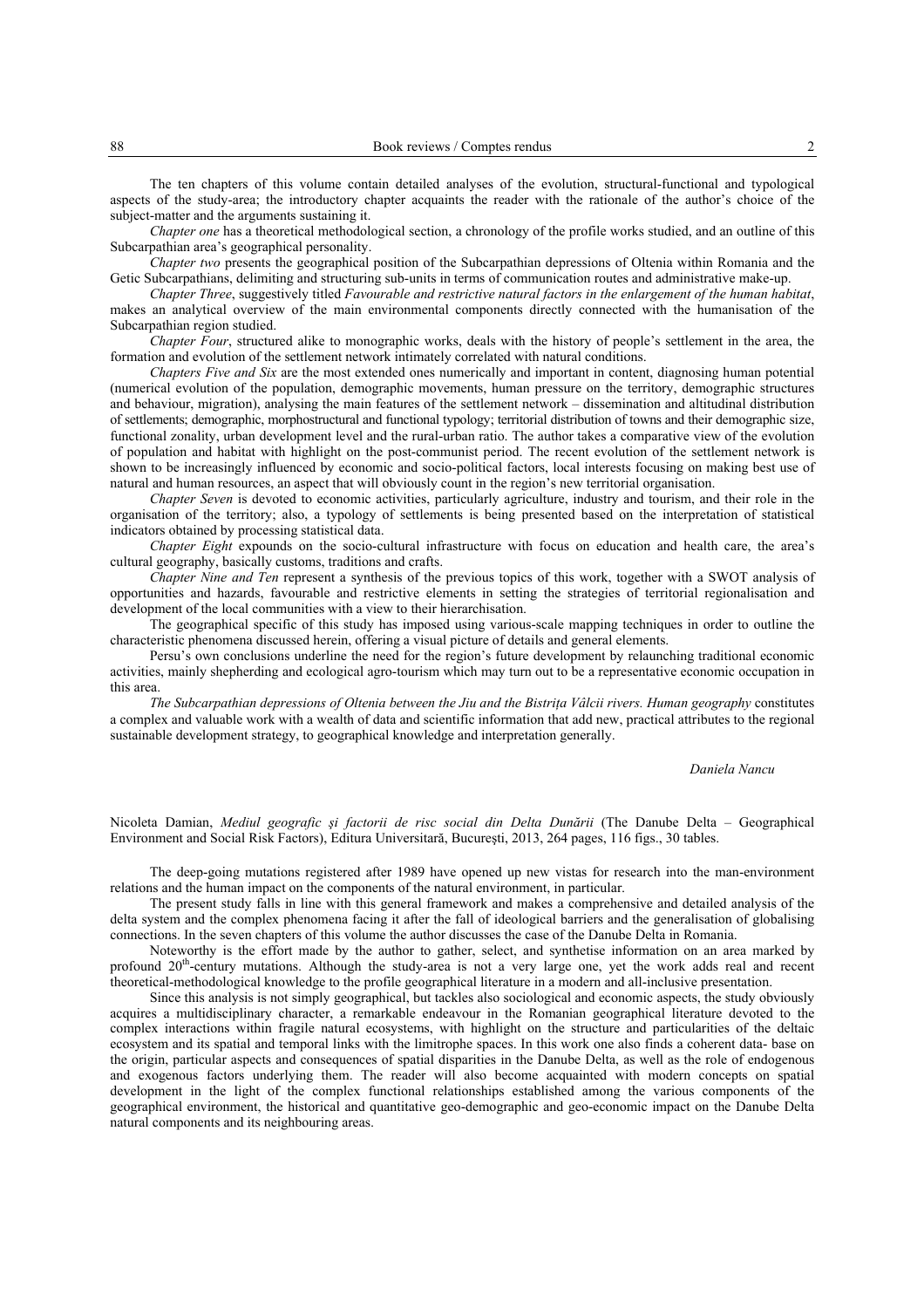The ten chapters of this volume contain detailed analyses of the evolution, structural-functional and typological aspects of the study-area; the introductory chapter acquaints the reader with the rationale of the author's choice of the subject-matter and the arguments sustaining it.

*Chapter one* has a theoretical methodological section, a chronology of the profile works studied, and an outline of this Subcarpathian area's geographical personality.

*Chapter two* presents the geographical position of the Subcarpathian depressions of Oltenia within Romania and the Getic Subcarpathians, delimiting and structuring sub-units in terms of communication routes and administrative make-up.

*Chapter Three*, suggestively titled *Favourable and restrictive natural factors in the enlargement of the human habitat*, makes an analytical overview of the main environmental components directly connected with the humanisation of the Subcarpathian region studied.

*Chapter Four*, structured alike to monographic works, deals with the history of people's settlement in the area, the formation and evolution of the settlement network intimately correlated with natural conditions.

*Chapters Five and Six* are the most extended ones numerically and important in content, diagnosing human potential (numerical evolution of the population, demographic movements, human pressure on the territory, demographic structures and behaviour, migration), analysing the main features of the settlement network – dissemination and altitudinal distribution of settlements; demographic, morphostructural and functional typology; territorial distribution of towns and their demographic size, functional zonality, urban development level and the rural-urban ratio. The author takes a comparative view of the evolution of population and habitat with highlight on the post-communist period. The recent evolution of the settlement network is shown to be increasingly influenced by economic and socio-political factors, local interests focusing on making best use of natural and human resources, an aspect that will obviously count in the region's new territorial organisation.

*Chapter Seven* is devoted to economic activities, particularly agriculture, industry and tourism, and their role in the organisation of the territory; also, a typology of settlements is being presented based on the interpretation of statistical indicators obtained by processing statistical data.

*Chapter Eight* expounds on the socio-cultural infrastructure with focus on education and health care, the area's cultural geography, basically customs, traditions and crafts.

*Chapter Nine and Ten* represent a synthesis of the previous topics of this work, together with a SWOT analysis of opportunities and hazards, favourable and restrictive elements in setting the strategies of territorial regionalisation and development of the local communities with a view to their hierarchisation.

The geographical specific of this study has imposed using various-scale mapping techniques in order to outline the characteristic phenomena discussed herein, offering a visual picture of details and general elements.

Persu's own conclusions underline the need for the region's future development by relaunching traditional economic activities, mainly shepherding and ecological agro-tourism which may turn out to be a representative economic occupation in this area.

*The Subcarpathian depressions of Oltenia between the Jiu and the Bistrița Vâlcii rivers. Human geography* constitutes a complex and valuable work with a wealth of data and scientific information that add new, practical attributes to the regional sustainable development strategy, to geographical knowledge and interpretation generally.

*Daniela Nancu*

Nicoleta Damian, *Mediul geografic și factorii de risc social din Delta Dunării* (The Danube Delta – Geographical Environment and Social Risk Factors), Editura Universitară, București, 2013, 264 pages, 116 figs., 30 tables.

The deep-going mutations registered after 1989 have opened up new vistas for research into the man-environment relations and the human impact on the components of the natural environment, in particular.

The present study falls in line with this general framework and makes a comprehensive and detailed analysis of the delta system and the complex phenomena facing it after the fall of ideological barriers and the generalisation of globalising connections. In the seven chapters of this volume the author discusses the case of the Danube Delta in Romania.

Noteworthy is the effort made by the author to gather, select, and synthetise information on an area marked by profound 20th-century mutations. Although the study-area is not a very large one, yet the work adds real and recent theoretical-methodological knowledge to the profile geographical literature in a modern and all-inclusive presentation.

Since this analysis is not simply geographical, but tackles also sociological and economic aspects, the study obviously acquires a multidisciplinary character, a remarkable endeavour in the Romanian geographical literature devoted to the complex interactions within fragile natural ecosystems, with highlight on the structure and particularities of the deltaic ecosystem and its spatial and temporal links with the limitrophe spaces. In this work one also finds a coherent data- base on the origin, particular aspects and consequences of spatial disparities in the Danube Delta, as well as the role of endogenous and exogenous factors underlying them. The reader will also become acquainted with modern concepts on spatial development in the light of the complex functional relationships established among the various components of the geographical environment, the historical and quantitative geo-demographic and geo-economic impact on the Danube Delta natural components and its neighbouring areas.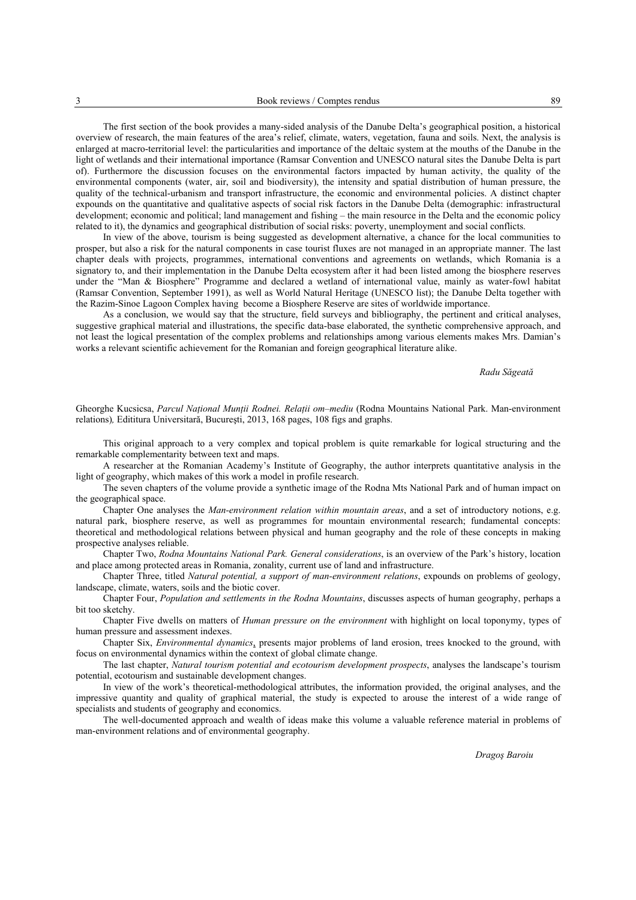The first section of the book provides a many-sided analysis of the Danube Delta's geographical position, a historical overview of research, the main features of the area's relief, climate, waters, vegetation, fauna and soils. Next, the analysis is enlarged at macro-territorial level: the particularities and importance of the deltaic system at the mouths of the Danube in the light of wetlands and their international importance (Ramsar Convention and UNESCO natural sites the Danube Delta is part of). Furthermore the discussion focuses on the environmental factors impacted by human activity, the quality of the environmental components (water, air, soil and biodiversity), the intensity and spatial distribution of human pressure, the quality of the technical-urbanism and transport infrastructure, the economic and environmental policies. A distinct chapter expounds on the quantitative and qualitative aspects of social risk factors in the Danube Delta (demographic: infrastructural development; economic and political; land management and fishing – the main resource in the Delta and the economic policy related to it), the dynamics and geographical distribution of social risks: poverty, unemployment and social conflicts.

In view of the above, tourism is being suggested as development alternative, a chance for the local communities to prosper, but also a risk for the natural components in case tourist fluxes are not managed in an appropriate manner. The last chapter deals with projects, programmes, international conventions and agreements on wetlands, which Romania is a signatory to, and their implementation in the Danube Delta ecosystem after it had been listed among the biosphere reserves under the "Man & Biosphere" Programme and declared a wetland of international value, mainly as water-fowl habitat (Ramsar Convention, September 1991), as well as World Natural Heritage (UNESCO list); the Danube Delta together with the Razim-Sinoe Lagoon Complex having become a Biosphere Reserve are sites of worldwide importance.

As a conclusion, we would say that the structure, field surveys and bibliography, the pertinent and critical analyses, suggestive graphical material and illustrations, the specific data-base elaborated, the synthetic comprehensive approach, and not least the logical presentation of the complex problems and relationships among various elements makes Mrs. Damian's works a relevant scientific achievement for the Romanian and foreign geographical literature alike.

*Radu Săgeată*

Gheorghe Kucsicsa, *Parcul Naţional Munţii Rodnei. Relaţii om–mediu* (Rodna Mountains National Park. Man-environment relations)*,* Edititura Universitară, Bucureşti, 2013, 168 pages, 108 figs and graphs.

This original approach to a very complex and topical problem is quite remarkable for logical structuring and the remarkable complementarity between text and maps.

A researcher at the Romanian Academy's Institute of Geography, the author interprets quantitative analysis in the light of geography, which makes of this work a model in profile research.

The seven chapters of the volume provide a synthetic image of the Rodna Mts National Park and of human impact on the geographical space.

Chapter One analyses the *Man-environment relation within mountain areas*, and a set of introductory notions, e.g. natural park, biosphere reserve, as well as programmes for mountain environmental research; fundamental concepts: theoretical and methodological relations between physical and human geography and the role of these concepts in making prospective analyses reliable.

Chapter Two, *Rodna Mountains National Park. General considerations*, is an overview of the Park's history, location and place among protected areas in Romania, zonality, current use of land and infrastructure.

Chapter Three, titled *Natural potential, a support of man-environment relations*, expounds on problems of geology, landscape, climate, waters, soils and the biotic cover.

Chapter Four, *Population and settlements in the Rodna Mountains*, discusses aspects of human geography, perhaps a bit too sketchy.

Chapter Five dwells on matters of *Human pressure on the environment* with highlight on local toponymy, types of human pressure and assessment indexes.

Chapter Six, *Environmental dynamics*, presents major problems of land erosion, trees knocked to the ground, with focus on environmental dynamics within the context of global climate change.

The last chapter, *Natural tourism potential and ecotourism development prospects*, analyses the landscape's tourism potential, ecotourism and sustainable development changes.

In view of the work's theoretical-methodological attributes, the information provided, the original analyses, and the impressive quantity and quality of graphical material, the study is expected to arouse the interest of a wide range of specialists and students of geography and economics.

The well-documented approach and wealth of ideas make this volume a valuable reference material in problems of man-environment relations and of environmental geography.

*Dragoş Baroiu*